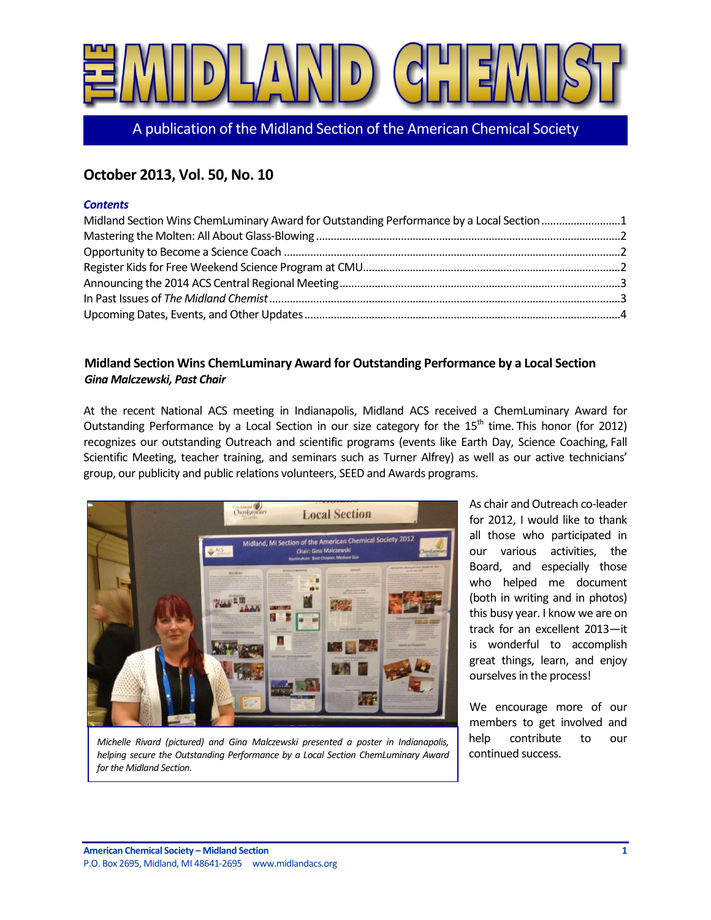# THE MIDLAND CHEMIST

A publication of the Midland Section of the American Chemical Society

## October 2013, Vol. 50, No. 10

***Contents***

Midland Section Wins ChemLuminary Award for Outstanding Performance by a Local Section ..........1
Mastering the Molten: All About Glass-Blowing ..........2
Opportunity to Become a Science Coach ..........2
Register Kids for Free Weekend Science Program at CMU ..........2
Announcing the 2014 ACS Central Regional Meeting ..........3
In Past Issues of *The Midland Chemist* ..........3
Upcoming Dates, Events, and Other Updates ..........4

### Midland Section Wins ChemLuminary Award for Outstanding Performance by a Local Section

***Gina Malczewski, Past Chair***

At the recent National ACS meeting in Indianapolis, Midland ACS received a ChemLuminary Award for Outstanding Performance by a Local Section in our size category for the 15th time. This honor (for 2012) recognizes our outstanding Outreach and scientific programs (events like Earth Day, Science Coaching, Fall Scientific Meeting, teacher training, and seminars such as Turner Alfrey) as well as our active technicians' group, our publicity and public relations volunteers, SEED and Awards programs.

*Michelle Rivard (pictured) and Gina Malczewski presented a poster in Indianapolis, helping secure the Outstanding Performance by a Local Section ChemLuminary Award for the Midland Section.*

As chair and Outreach co-leader for 2012, I would like to thank all those who participated in our various activities, the Board, and especially those who helped me document (both in writing and in photos) this busy year. I know we are on track for an excellent 2013—it is wonderful to accomplish great things, learn, and enjoy ourselves in the process!

We encourage more of our members to get involved and help contribute to our continued success.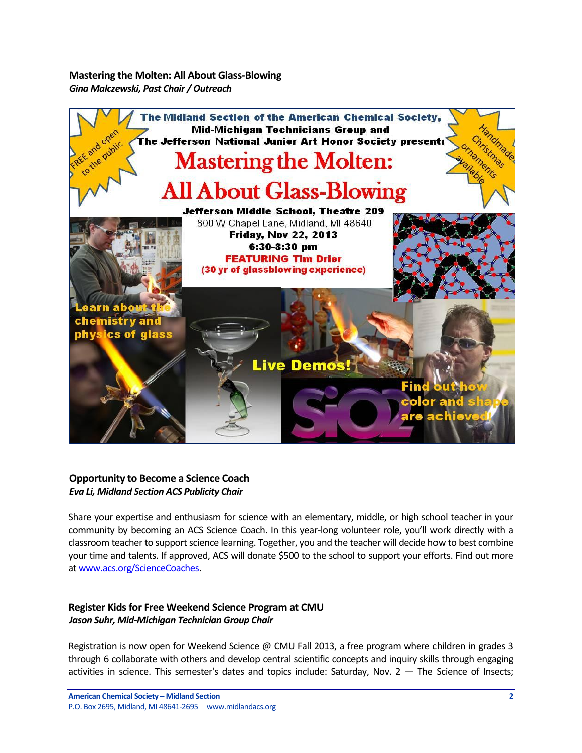### Mastering the Molten: All About Glass-Blowing

***Gina Malczewski, Past Chair / Outreach***

The Midland Section of the American Chemical Society, Mid-Michigan Technicians Group and The Jefferson National Junior Art Honor Society present:

# Mastering the Molten: All About Glass-Blowing

FREE and open to the public

Handmade Christmas ornaments available

**Jefferson Middle School, Theatre 209**
800 W Chapel Lane, Midland, MI 48640
**Friday, Nov 22, 2013**
**6:30-8:30 pm**
**FEATURING Tim Drier**
**(30 yr of glassblowing experience)**

Learn about the chemistry and physics of glass

Live Demos!

$SiO_2$

Find out how color and shape are achieved!

### Opportunity to Become a Science Coach

***Eva Li, Midland Section ACS Publicity Chair***

Share your expertise and enthusiasm for science with an elementary, middle, or high school teacher in your community by becoming an ACS Science Coach. In this year-long volunteer role, you'll work directly with a classroom teacher to support science learning. Together, you and the teacher will decide how to best combine your time and talents. If approved, ACS will donate $500 to the school to support your efforts. Find out more at [www.acs.org/ScienceCoaches](www.acs.org/ScienceCoaches).

### Register Kids for Free Weekend Science Program at CMU

***Jason Suhr, Mid-Michigan Technician Group Chair***

Registration is now open for Weekend Science @ CMU Fall 2013, a free program where children in grades 3 through 6 collaborate with others and develop central scientific concepts and inquiry skills through engaging activities in science. This semester's dates and topics include: Saturday, Nov. 2 — The Science of Insects;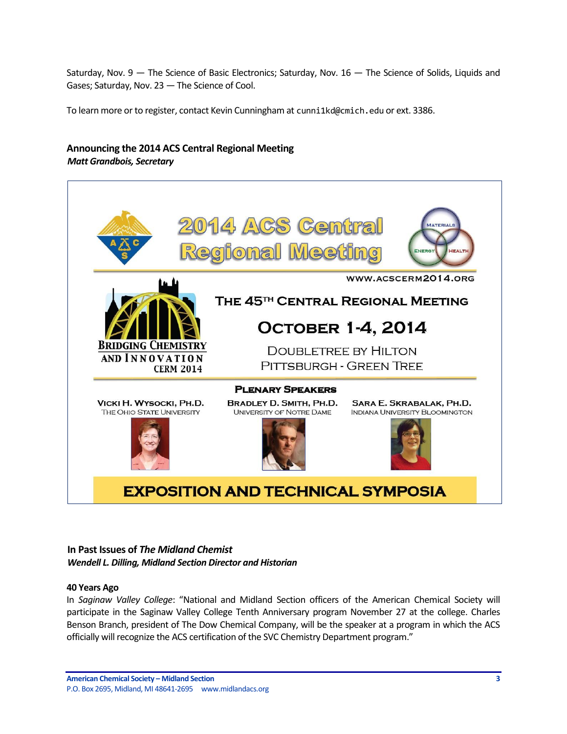Saturday, Nov. 9 — The Science of Basic Electronics; Saturday, Nov. 16 — The Science of Solids, Liquids and Gases; Saturday, Nov. 23 — The Science of Cool.

To learn more or to register, contact Kevin Cunningham at cunni1kd@cmich.edu or ext. 3386.

### Announcing the 2014 ACS Central Regional Meeting

***Matt Grandbois, Secretary***

**2014 ACS Central Regional Meeting**

MATERIALS · ENERGY · HEALTH

WWW.ACSCERM2014.ORG

BRIDGING CHEMISTRY AND INNOVATION
CERM 2014

**THE 45TH CENTRAL REGIONAL MEETING**

**OCTOBER 1-4, 2014**

DOUBLETREE BY HILTON
PITTSBURGH - GREEN TREE

**PLENARY SPEAKERS**

**VICKI H. WYSOCKI, PH.D.**
THE OHIO STATE UNIVERSITY

**BRADLEY D. SMITH, PH.D.**
UNIVERSITY OF NOTRE DAME

**SARA E. SKRABALAK, PH.D.**
INDIANA UNIVERSITY BLOOMINGTON

**EXPOSITION AND TECHNICAL SYMPOSIA**

### In Past Issues of *The Midland Chemist*

***Wendell L. Dilling, Midland Section Director and Historian***

#### 40 Years Ago

In *Saginaw Valley College*: "National and Midland Section officers of the American Chemical Society will participate in the Saginaw Valley College Tenth Anniversary program November 27 at the college. Charles Benson Branch, president of The Dow Chemical Company, will be the speaker at a program in which the ACS officially will recognize the ACS certification of the SVC Chemistry Department program."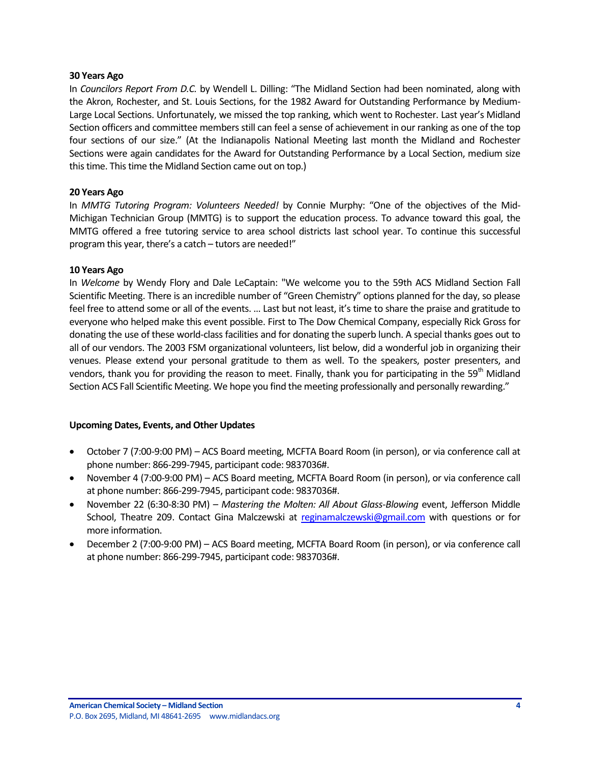**30 Years Ago**

In *Councilors Report From D.C.* by Wendell L. Dilling: "The Midland Section had been nominated, along with the Akron, Rochester, and St. Louis Sections, for the 1982 Award for Outstanding Performance by Medium-Large Local Sections. Unfortunately, we missed the top ranking, which went to Rochester. Last year's Midland Section officers and committee members still can feel a sense of achievement in our ranking as one of the top four sections of our size." (At the Indianapolis National Meeting last month the Midland and Rochester Sections were again candidates for the Award for Outstanding Performance by a Local Section, medium size this time. This time the Midland Section came out on top.)

**20 Years Ago**

In *MMTG Tutoring Program: Volunteers Needed!* by Connie Murphy: "One of the objectives of the Mid-Michigan Technician Group (MMTG) is to support the education process. To advance toward this goal, the MMTG offered a free tutoring service to area school districts last school year. To continue this successful program this year, there's a catch – tutors are needed!"

**10 Years Ago**

In *Welcome* by Wendy Flory and Dale LeCaptain: "We welcome you to the 59th ACS Midland Section Fall Scientific Meeting. There is an incredible number of "Green Chemistry" options planned for the day, so please feel free to attend some or all of the events. … Last but not least, it's time to share the praise and gratitude to everyone who helped make this event possible. First to The Dow Chemical Company, especially Rick Gross for donating the use of these world-class facilities and for donating the superb lunch. A special thanks goes out to all of our vendors. The 2003 FSM organizational volunteers, list below, did a wonderful job in organizing their venues. Please extend your personal gratitude to them as well. To the speakers, poster presenters, and vendors, thank you for providing the reason to meet. Finally, thank you for participating in the 59th Midland Section ACS Fall Scientific Meeting. We hope you find the meeting professionally and personally rewarding."

**Upcoming Dates, Events, and Other Updates**

- October 7 (7:00-9:00 PM) – ACS Board meeting, MCFTA Board Room (in person), or via conference call at phone number: 866-299-7945, participant code: 9837036#.
- November 4 (7:00-9:00 PM) – ACS Board meeting, MCFTA Board Room (in person), or via conference call at phone number: 866-299-7945, participant code: 9837036#.
- November 22 (6:30-8:30 PM) – *Mastering the Molten: All About Glass-Blowing* event, Jefferson Middle School, Theatre 209. Contact Gina Malczewski at reginamalczewski@gmail.com with questions or for more information.
- December 2 (7:00-9:00 PM) – ACS Board meeting, MCFTA Board Room (in person), or via conference call at phone number: 866-299-7945, participant code: 9837036#.